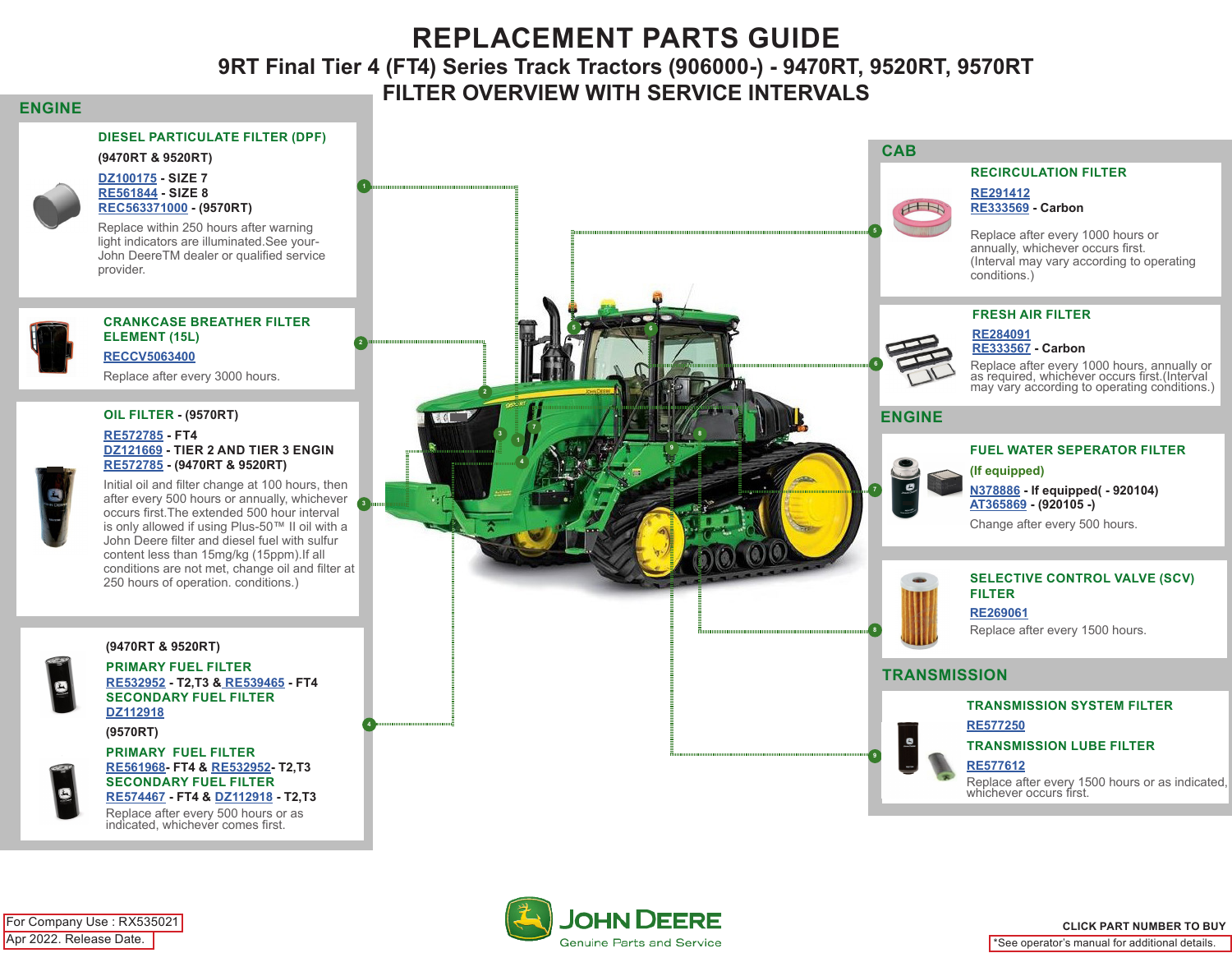# REPLACEMENT PARTS GUIDE

## 9RT Final Tier 4 (FT4) Series Track Tractors (906000-) - 9470RT, 9520RT, 9570RT

## FILTER OVERVIEW WITH SERVICE INTERVALS

## ENGINE

### 1. DIESEL PARTICULATE FILTER (DPF)

**(9470RT & 9520RT)**

DZ100175 - **SIZE 7**
RE561844 - **SIZE 8**
REC563371000 - **(9570RT)**

Replace within 250 hours after warning light indicators are illuminated.See your-John DeereTM dealer or qualified service provider.

### 2. CRANKCASE BREATHER FILTER ELEMENT (15L)

RECCV5063400

Replace after every 3000 hours.

### 3. OIL FILTER - (9570RT)

RE572785 - **FT4**
DZ121669 - **TIER 2 AND TIER 3 ENGIN**
RE572785 - **(9470RT & 9520RT)**

Initial oil and filter change at 100 hours, then after every 500 hours or annually, whichever occurs first.The extended 500 hour interval is only allowed if using Plus-50™ II oil with a John Deere filter and diesel fuel with sulfur content less than 15mg/kg (15ppm).If all conditions are not met, change oil and filter at 250 hours of operation. conditions.)

### 4. FUEL FILTERS

**(9470RT & 9520RT)**

**PRIMARY FUEL FILTER**
RE532952 - **T2,T3 &** RE539465 - **FT4**
**SECONDARY FUEL FILTER**
DZ112918

**(9570RT)**

**PRIMARY FUEL FILTER**
RE561968- **FT4 &** RE532952- **T2,T3**
**SECONDARY FUEL FILTER**
RE574467 - **FT4 &** DZ112918 - **T2,T3**

Replace after every 500 hours or as indicated, whichever comes first.

## CAB

### 5. RECIRCULATION FILTER

RE291412
RE333569 - **Carbon**

Replace after every 1000 hours or annually, whichever occurs first.
(Interval may vary according to operating conditions.)

### 6. FRESH AIR FILTER

RE284091
RE333567 - **Carbon**

Replace after every 1000 hours, annually or as required, whichever occurs first.(Interval may vary according to operating conditions.)

## ENGINE

### 7. FUEL WATER SEPERATOR FILTER

**(If equipped)**

N378886 - **If equipped( - 920104)**
AT365869 - **(920105 -)**

Change after every 500 hours.

### 8. SELECTIVE CONTROL VALVE (SCV) FILTER

RE269061

Replace after every 1500 hours.

## TRANSMISSION

### 9. TRANSMISSION FILTERS

**TRANSMISSION SYSTEM FILTER**
RE577250
**TRANSMISSION LUBE FILTER**
RE577612

Replace after every 1500 hours or as indicated, whichever occurs first.

---

For Company Use : RX535021
Apr 2022. Release Date.

JOHN DEERE
Genuine Parts and Service

**CLICK PART NUMBER TO BUY**
*See operator's manual for additional details.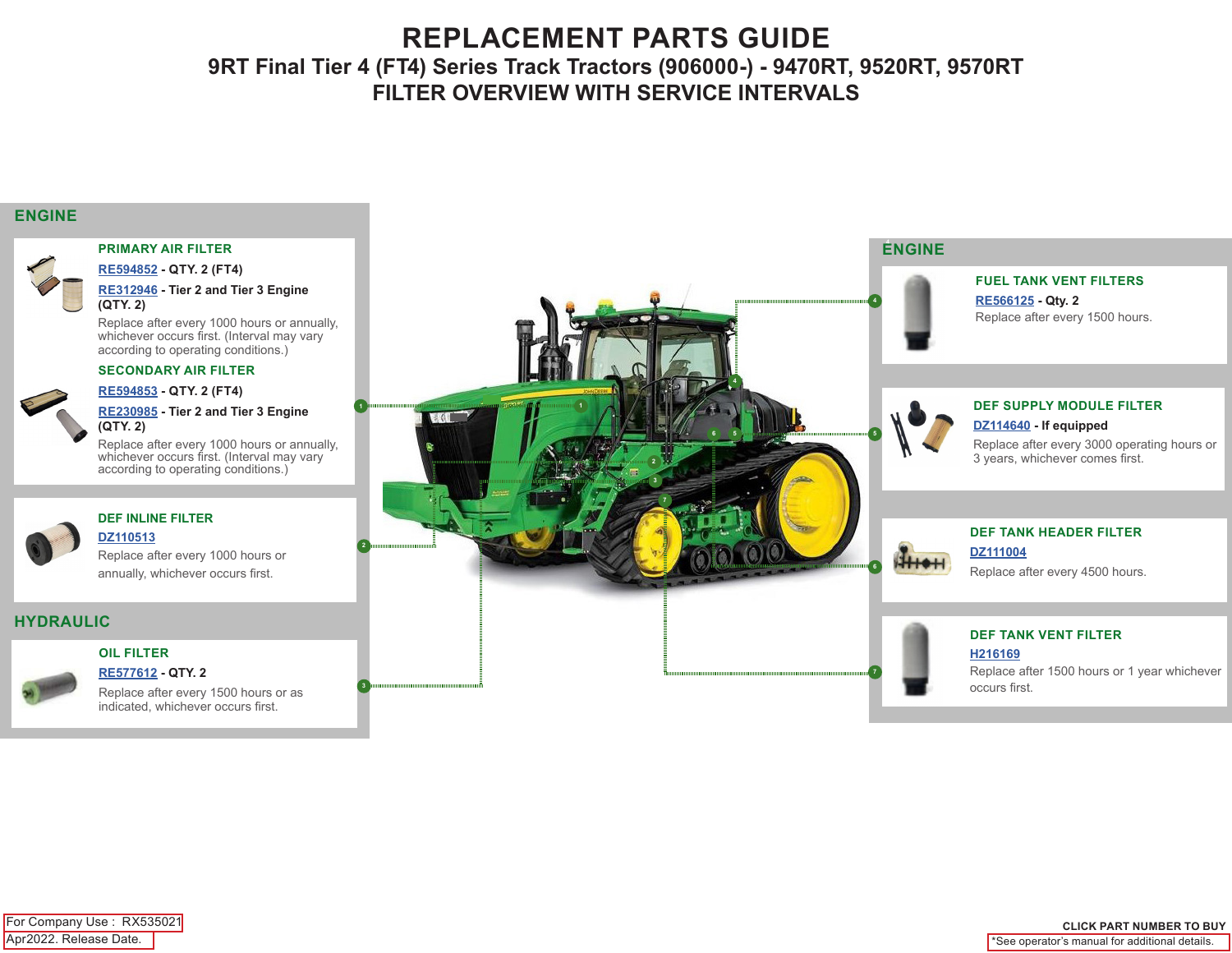# REPLACEMENT PARTS GUIDE

## 9RT Final Tier 4 (FT4) Series Track Tractors (906000-) - 9470RT, 9520RT, 9570RT

## FILTER OVERVIEW WITH SERVICE INTERVALS

### ENGINE

**PRIMARY AIR FILTER**

RE594852 - **QTY. 2 (FT4)**

RE312946 - **Tier 2 and Tier 3 Engine (QTY. 2)**

Replace after every 1000 hours or annually, whichever occurs first. (Interval may vary according to operating conditions.)

**SECONDARY AIR FILTER**

RE594853 - **QTY. 2 (FT4)**

RE230985 - **Tier 2 and Tier 3 Engine (QTY. 2)**

Replace after every 1000 hours or annually, whichever occurs first. (Interval may vary according to operating conditions.)

**DEF INLINE FILTER**

DZ110513

Replace after every 1000 hours or annually, whichever occurs first.

### HYDRAULIC

**OIL FILTER**

RE577612 - **QTY. 2**

Replace after every 1500 hours or as indicated, whichever occurs first.

### ENGINE

**FUEL TANK VENT FILTERS**

RE566125 - **Qty. 2**

Replace after every 1500 hours.

**DEF SUPPLY MODULE FILTER**

DZ114640 - **If equipped**

Replace after every 3000 operating hours or 3 years, whichever comes first.

**DEF TANK HEADER FILTER**

DZ111004

Replace after every 4500 hours.

**DEF TANK VENT FILTER**

H216169

Replace after 1500 hours or 1 year whichever occurs first.

For Company Use : RX535021

Apr2022. Release Date.

**CLICK PART NUMBER TO BUY**

*See operator's manual for additional details.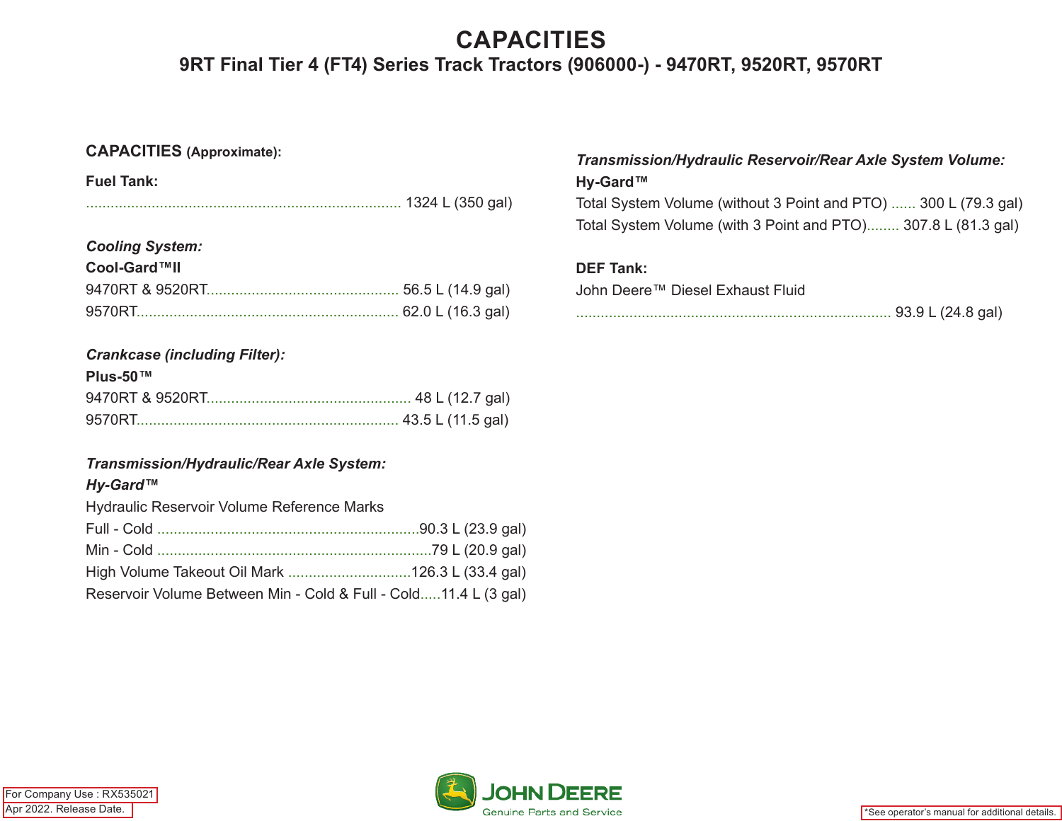# CAPACITIES

## 9RT Final Tier 4 (FT4) Series Track Tractors (906000-) - 9470RT, 9520RT, 9570RT

**CAPACITIES (Approximate):**

**Fuel Tank:**

............................................................................. 1324 L (350 gal)

***Cooling System:***

**Cool-Gard™II**

9470RT & 9520RT............................................... 56.5 L (14.9 gal)

9570RT................................................................ 62.0 L (16.3 gal)

***Crankcase (including Filter):***

**Plus-50™**

9470RT & 9520RT.................................................. 48 L (12.7 gal)

9570RT................................................................ 43.5 L (11.5 gal)

***Transmission/Hydraulic/Rear Axle System:***

***Hy-Gard™***

Hydraulic Reservoir Volume Reference Marks

Full - Cold ................................................................90.3 L (23.9 gal)

Min - Cold ...................................................................79 L (20.9 gal)

High Volume Takeout Oil Mark ..............................126.3 L (33.4 gal)

Reservoir Volume Between Min - Cold & Full - Cold.....11.4 L (3 gal)

***Transmission/Hydraulic Reservoir/Rear Axle System Volume:***

**Hy-Gard™**

Total System Volume (without 3 Point and PTO) ...... 300 L (79.3 gal)

Total System Volume (with 3 Point and PTO)........ 307.8 L (81.3 gal)

**DEF Tank:**

John Deere™ Diesel Exhaust Fluid

............................................................................. 93.9 L (24.8 gal)

For Company Use : RX535021

Apr 2022. Release Date.

*See operator's manual for additional details.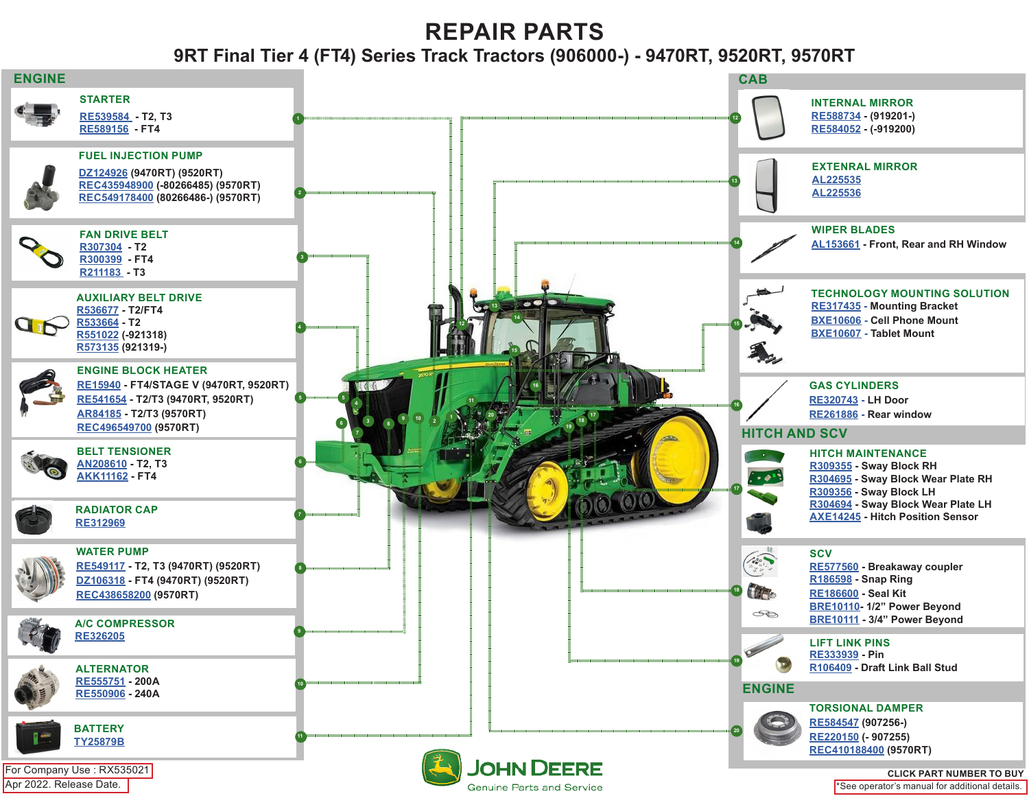# REPAIR PARTS

## 9RT Final Tier 4 (FT4) Series Track Tractors (906000-) - 9470RT, 9520RT, 9570RT

## ENGINE

### STARTER
RE539584 - T2, T3
RE589156 - FT4

### FUEL INJECTION PUMP
DZ124926 (9470RT) (9520RT)
REC435948900 (-80266485) (9570RT)
REC549178400 (80266486-) (9570RT)

### FAN DRIVE BELT
R307304 - T2
R300399 - FT4
R211183 - T3

### AUXILIARY BELT DRIVE
R536677 - T2/FT4
R533664 - T2
R551022 (-921318)
R573135 (921319-)

### ENGINE BLOCK HEATER
RE15940 - FT4/STAGE V (9470RT, 9520RT)
RE541654 - T2/T3 (9470RT, 9520RT)
AR84185 - T2/T3 (9570RT)
REC496549700 (9570RT)

### BELT TENSIONER
AN208610 - T2, T3
AKK11162 - FT4

### RADIATOR CAP
RE312969

### WATER PUMP
RE549117 - T2, T3 (9470RT) (9520RT)
DZ106318 - FT4 (9470RT) (9520RT)
REC438658200 (9570RT)

### A/C COMPRESSOR
RE326205

### ALTERNATOR
RE555751 - 200A
RE550906 - 240A

### BATTERY
TY25879B

## CAB

### INTERNAL MIRROR
RE588734 - (919201-)
RE584052 - (-919200)

### EXTENRAL MIRROR
AL225535
AL225536

### WIPER BLADES
AL153661 - Front, Rear and RH Window

### TECHNOLOGY MOUNTING SOLUTION
RE317435 - Mounting Bracket
BXE10606 - Cell Phone Mount
BXE10607 - Tablet Mount

### GAS CYLINDERS
RE320743 - LH Door
RE261886 - Rear window

## HITCH AND SCV

### HITCH MAINTENANCE
R309355 - Sway Block RH
R304695 - Sway Block Wear Plate RH
R309356 - Sway Block LH
R304694 - Sway Block Wear Plate LH
AXE14245 - Hitch Position Sensor

### SCV
RE577560 - Breakaway coupler
R186598 - Snap Ring
RE186600 - Seal Kit
BRE10110- 1/2” Power Beyond
BRE10111 - 3/4” Power Beyond

### LIFT LINK PINS
RE333939 - Pin
R106409 - Draft Link Ball Stud

## ENGINE

### TORSIONAL DAMPER
RE584547 (907256-)
RE220150 (- 907255)
REC410188400 (9570RT)

For Company Use : RX535021
Apr 2022. Release Date.

JOHN DEERE
Genuine Parts and Service

CLICK PART NUMBER TO BUY
*See operator's manual for additional details.